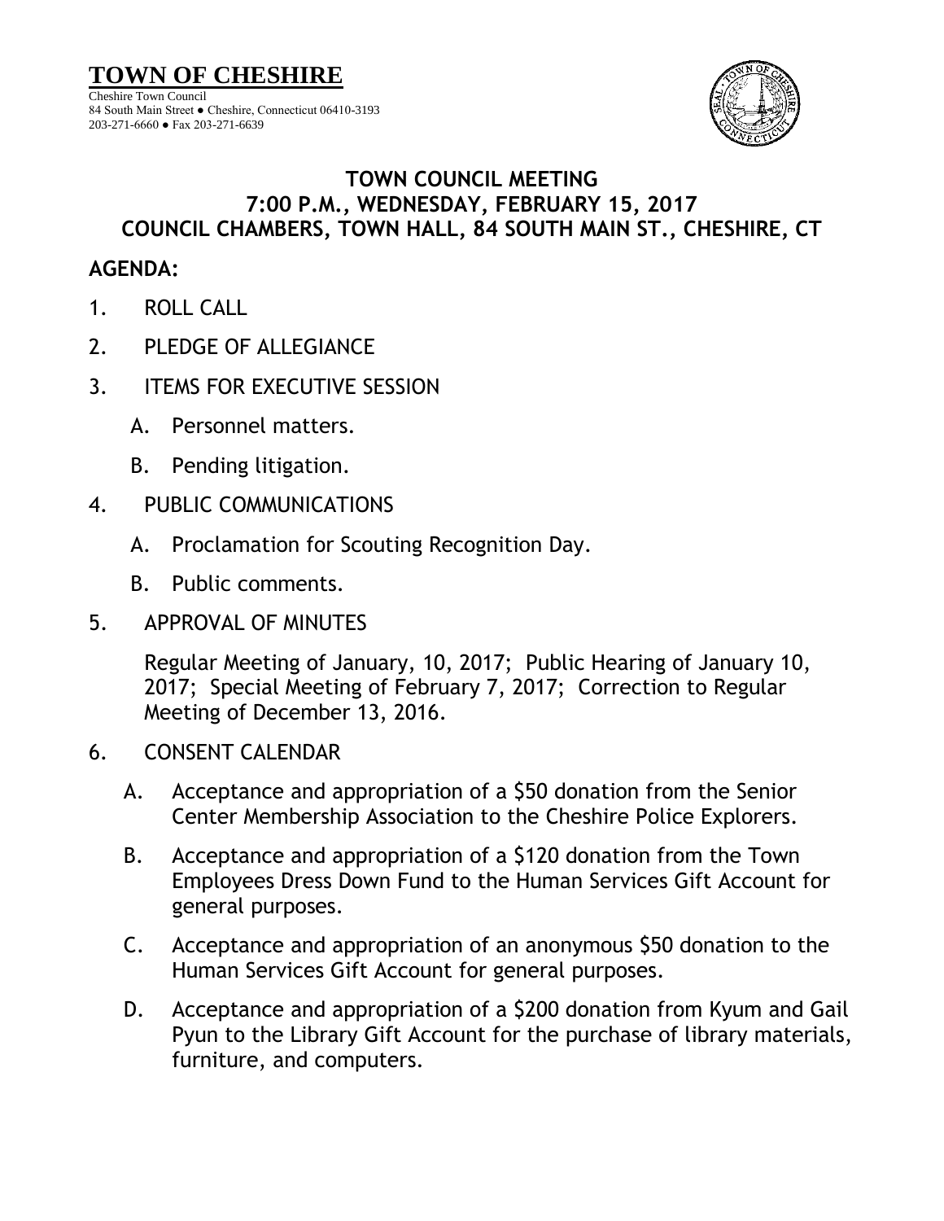# TOWN OF CHESHIRE

Cheshire Town Council
84 South Main Street ● Cheshire, Connecticut 06410-3193
203-271-6660 ● Fax 203-271-6639

## TOWN COUNCIL MEETING
## 7:00 P.M., WEDNESDAY, FEBRUARY 15, 2017
## COUNCIL CHAMBERS, TOWN HALL, 84 SOUTH MAIN ST., CHESHIRE, CT

**AGENDA:**

1. ROLL CALL
2. PLEDGE OF ALLEGIANCE
3. ITEMS FOR EXECUTIVE SESSION
   - A. Personnel matters.
   - B. Pending litigation.
4. PUBLIC COMMUNICATIONS
   - A. Proclamation for Scouting Recognition Day.
   - B. Public comments.
5. APPROVAL OF MINUTES

   Regular Meeting of January, 10, 2017; Public Hearing of January 10, 2017; Special Meeting of February 7, 2017; Correction to Regular Meeting of December 13, 2016.

6. CONSENT CALENDAR
   - A. Acceptance and appropriation of a $50 donation from the Senior Center Membership Association to the Cheshire Police Explorers.
   - B. Acceptance and appropriation of a $120 donation from the Town Employees Dress Down Fund to the Human Services Gift Account for general purposes.
   - C. Acceptance and appropriation of an anonymous $50 donation to the Human Services Gift Account for general purposes.
   - D. Acceptance and appropriation of a $200 donation from Kyum and Gail Pyun to the Library Gift Account for the purchase of library materials, furniture, and computers.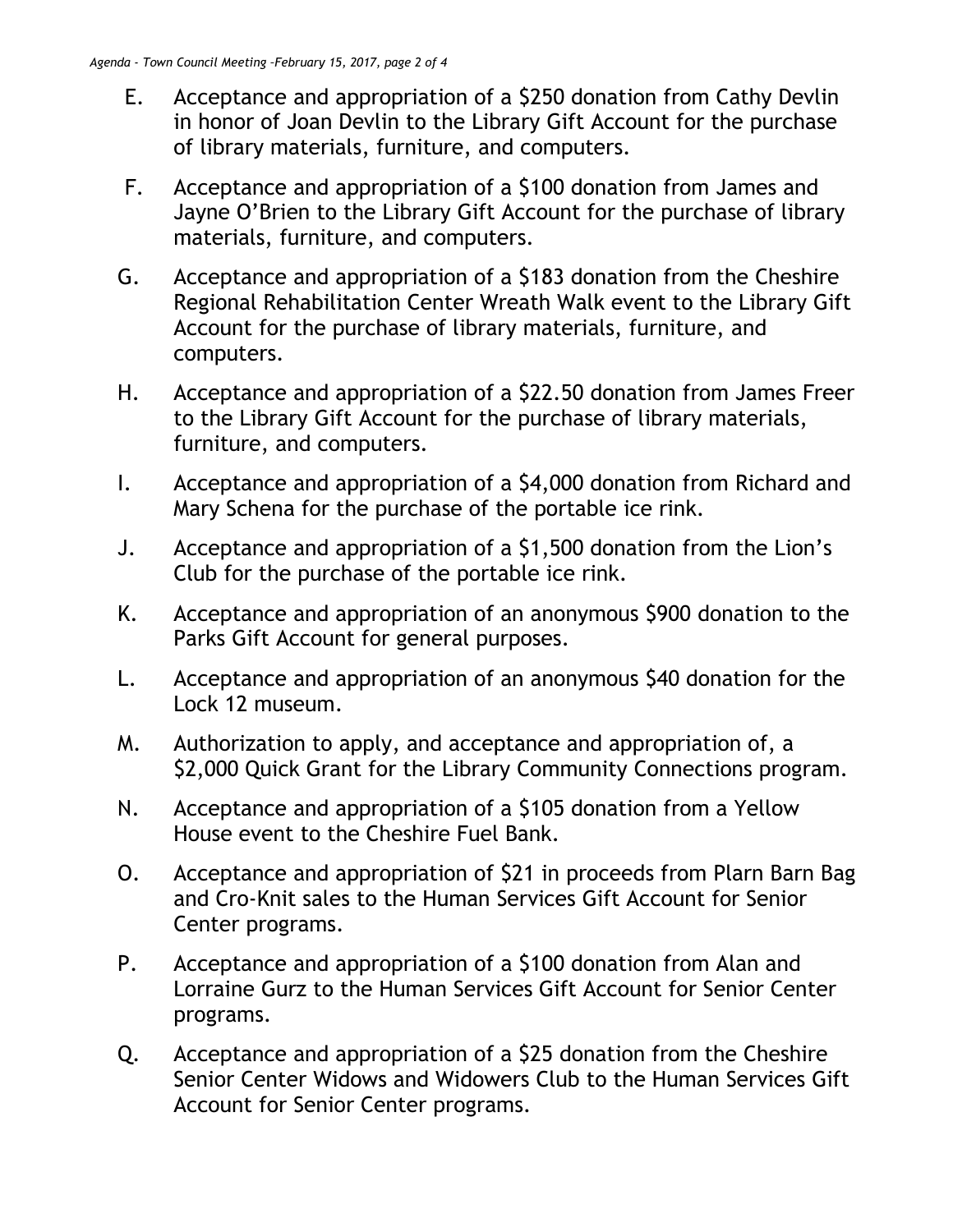E. Acceptance and appropriation of a $250 donation from Cathy Devlin in honor of Joan Devlin to the Library Gift Account for the purchase of library materials, furniture, and computers.

F. Acceptance and appropriation of a $100 donation from James and Jayne O'Brien to the Library Gift Account for the purchase of library materials, furniture, and computers.

G. Acceptance and appropriation of a $183 donation from the Cheshire Regional Rehabilitation Center Wreath Walk event to the Library Gift Account for the purchase of library materials, furniture, and computers.

H. Acceptance and appropriation of a $22.50 donation from James Freer to the Library Gift Account for the purchase of library materials, furniture, and computers.

I. Acceptance and appropriation of a $4,000 donation from Richard and Mary Schena for the purchase of the portable ice rink.

J. Acceptance and appropriation of a $1,500 donation from the Lion's Club for the purchase of the portable ice rink.

K. Acceptance and appropriation of an anonymous $900 donation to the Parks Gift Account for general purposes.

L. Acceptance and appropriation of an anonymous $40 donation for the Lock 12 museum.

M. Authorization to apply, and acceptance and appropriation of, a $2,000 Quick Grant for the Library Community Connections program.

N. Acceptance and appropriation of a $105 donation from a Yellow House event to the Cheshire Fuel Bank.

O. Acceptance and appropriation of $21 in proceeds from Plarn Barn Bag and Cro-Knit sales to the Human Services Gift Account for Senior Center programs.

P. Acceptance and appropriation of a $100 donation from Alan and Lorraine Gurz to the Human Services Gift Account for Senior Center programs.

Q. Acceptance and appropriation of a $25 donation from the Cheshire Senior Center Widows and Widowers Club to the Human Services Gift Account for Senior Center programs.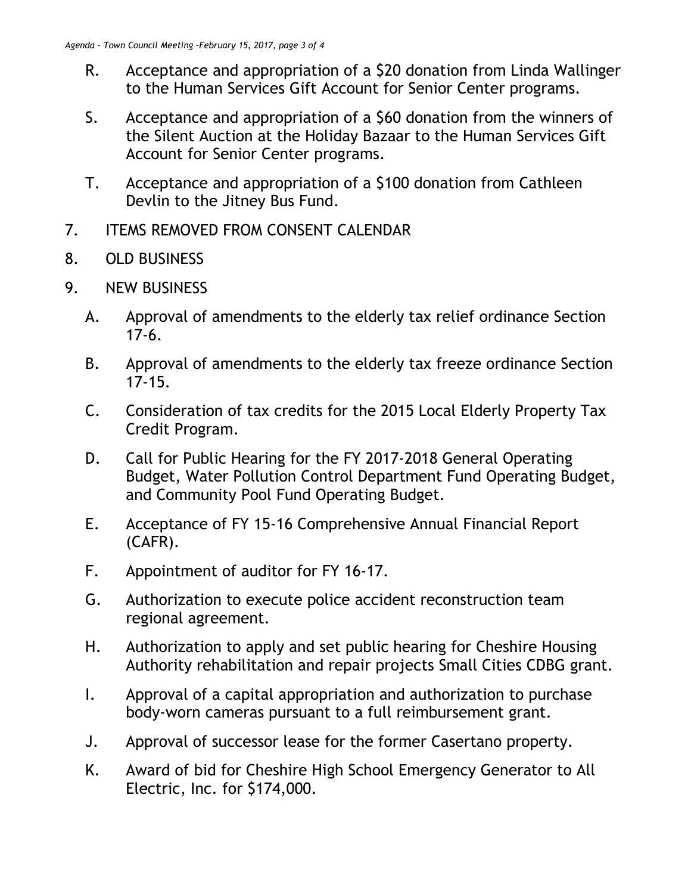R. Acceptance and appropriation of a $20 donation from Linda Wallinger to the Human Services Gift Account for Senior Center programs.

S. Acceptance and appropriation of a $60 donation from the winners of the Silent Auction at the Holiday Bazaar to the Human Services Gift Account for Senior Center programs.

T. Acceptance and appropriation of a $100 donation from Cathleen Devlin to the Jitney Bus Fund.

7. ITEMS REMOVED FROM CONSENT CALENDAR

8. OLD BUSINESS

9. NEW BUSINESS

   A. Approval of amendments to the elderly tax relief ordinance Section 17-6.

   B. Approval of amendments to the elderly tax freeze ordinance Section 17-15.

   C. Consideration of tax credits for the 2015 Local Elderly Property Tax Credit Program.

   D. Call for Public Hearing for the FY 2017-2018 General Operating Budget, Water Pollution Control Department Fund Operating Budget, and Community Pool Fund Operating Budget.

   E. Acceptance of FY 15-16 Comprehensive Annual Financial Report (CAFR).

   F. Appointment of auditor for FY 16-17.

   G. Authorization to execute police accident reconstruction team regional agreement.

   H. Authorization to apply and set public hearing for Cheshire Housing Authority rehabilitation and repair projects Small Cities CDBG grant.

   I. Approval of a capital appropriation and authorization to purchase body-worn cameras pursuant to a full reimbursement grant.

   J. Approval of successor lease for the former Casertano property.

   K. Award of bid for Cheshire High School Emergency Generator to All Electric, Inc. for $174,000.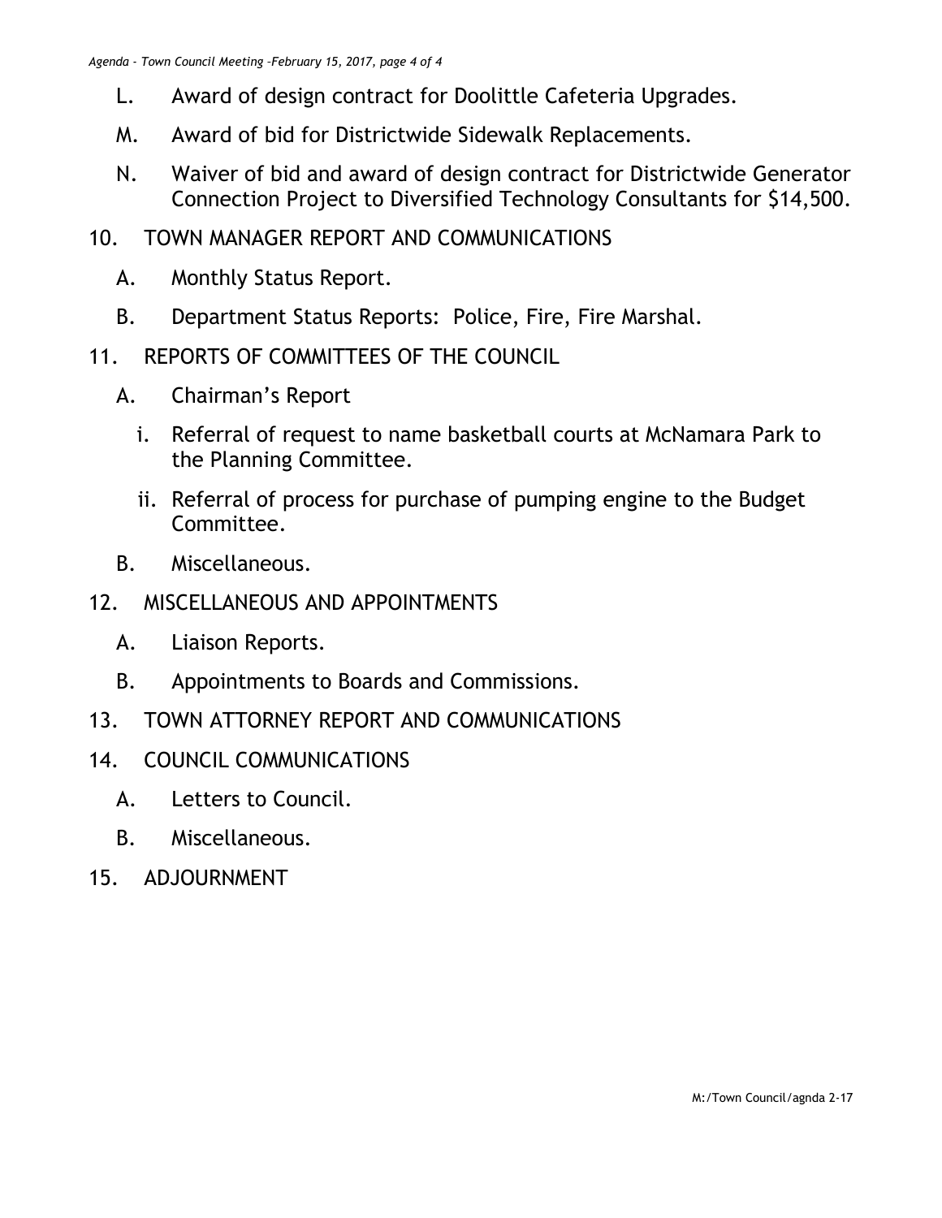L. Award of design contract for Doolittle Cafeteria Upgrades.

M. Award of bid for Districtwide Sidewalk Replacements.

N. Waiver of bid and award of design contract for Districtwide Generator Connection Project to Diversified Technology Consultants for $14,500.

10. TOWN MANAGER REPORT AND COMMUNICATIONS

    A. Monthly Status Report.

    B. Department Status Reports: Police, Fire, Fire Marshal.

11. REPORTS OF COMMITTEES OF THE COUNCIL

    A. Chairman's Report

       i. Referral of request to name basketball courts at McNamara Park to the Planning Committee.

       ii. Referral of process for purchase of pumping engine to the Budget Committee.

    B. Miscellaneous.

12. MISCELLANEOUS AND APPOINTMENTS

    A. Liaison Reports.

    B. Appointments to Boards and Commissions.

13. TOWN ATTORNEY REPORT AND COMMUNICATIONS

14. COUNCIL COMMUNICATIONS

    A. Letters to Council.

    B. Miscellaneous.

15. ADJOURNMENT

M:/Town Council/agnda 2-17